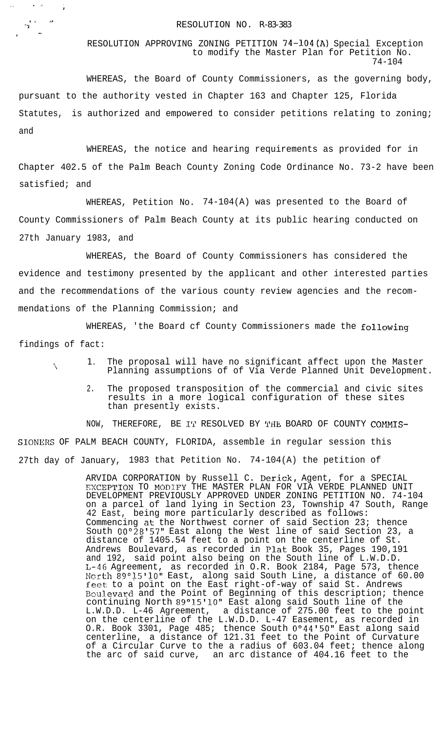RESOLUTION NO. R-83-383

RESOLUTION APPROVING ZONING PETITION 74-104(A) Special Exception to modify the Master Plan for Petition No. 74-104

WHEREAS, the Board of County Commissioners, as the governing body, pursuant to the authority vested in Chapter 163 and Chapter 125, Florida Statutes, is authorized and empowered to consider petitions relating to zoning; and

WHEREAS, the notice and hearing requirements as provided for in Chapter 402.5 of the Palm Beach County Zoning Code Ordinance No. 73-2 have been satisfied; and

WHEREAS, Petition No. 74-104(A) was presented to the Board of County Commissioners of Palm Beach County at its public hearing conducted on 27th January 1983, and

WHEREAS, the Board of County Commissioners has considered the evidence and testimony presented by the applicant and other interested parties and the recommendations of the various county review agencies and the recommendations of the Planning Commission; and

WHEREAS, 'the Board cf County Commissioners made the following findings of fact:

1. The proposal will have no significant affect upon the Master Planning assumptions of of Via Verde Planned Unit Development.
2. The proposed transposition of the commercial and civic sites results in a more logical configuration of these sites than presently exists.

NOW, THEREFORE, BE IT RESOLVED BY THE BOARD OF COUNTY COMMISSIONERS OF PALM BEACH COUNTY, FLORIDA, assemble in regular session this 27th day of January, 1983 that Petition No. 74-104(A) the petition of

ARVIDA CORPORATION by Russell C. Derick, Agent, for a SPECIAL EXCEPTION TO MODIFY THE MASTER PLAN FOR VIA VERDE PLANNED UNIT DEVELOPMENT PREVIOUSLY APPROVED UNDER ZONING PETITION NO. 74-104 on a parcel of land lying in Section 23, Township 47 South, Range 42 East, being more particularly described as follows: Commencing at the Northwest corner of said Section 23; thence South 00°28'57" East along the West line of said Section 23, a distance of 1405.54 feet to a point on the centerline of St. Andrews Boulevard, as recorded in Plat Book 35, Pages 190,191 and 192, said point also being on the South line of L.W.D.D. L-46 Agreement, as recorded in O.R. Book 2184, Page 573, thence North 89°15'10" East, along said South Line, a distance of 60.00 feet to a point on the East right-of-way of said St. Andrews Boulevard and the Point of Beginning of this description; thence continuing North 89°15'10" East along said South line of the L.W.D.D. L-46 Agreement, a distance of 275.00 feet to the point on the centerline of the L.W.D.D. L-47 Easement, as recorded in O.R. Book 3301, Page 485; thence South 0°44'50" East along said centerline, a distance of 121.31 feet to the Point of Curvature of a Circular Curve to the a radius of 603.04 feet; thence along the arc of said curve, an arc distance of 404.16 feet to the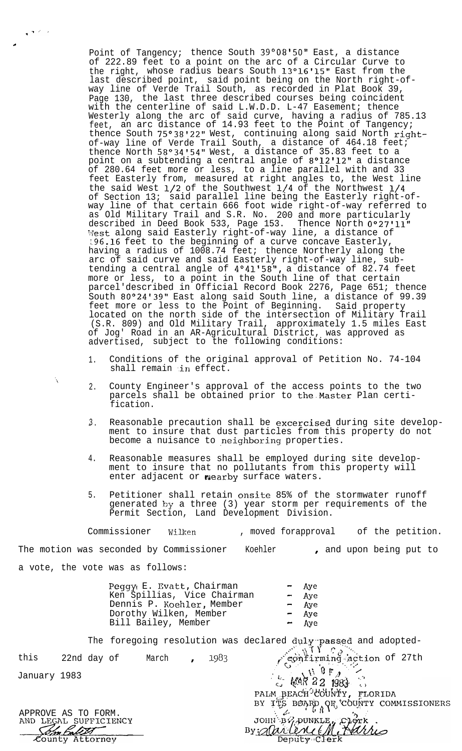Point of Tangency; thence South 39°08'50" East, a distance of 222.89 feet to a point on the arc of a Circular Curve to the right, whose radius bears South 13°16'15" East from the last described point, said point being on the North right-of-way line of Verde Trail South, as recorded in Plat Book 39, Page 130, the last three described courses being coincident with the centerline of said L.W.D.D. L-47 Easement; thence Westerly along the arc of said curve, having a radius of 785.13 feet, an arc distance of 14.93 feet to the Point of Tangency; thence South 75°38'22" West, continuing along said North right-of-way line of Verde Trail South, a distance of 464.18 feet; thence North 58°34'54" West, a distance of 35.83 feet to a point on a subtending a central angle of 8°12'12" a distance of 280.64 feet more or less, to a line parallel with and 33 feet Easterly from, measured at right angles to, the West line the said West 1/2 of the Southwest 1/4 of the Northwest 1/4 of Section 13; said parallel line being the Easterly right-of-way line of that certain 666 foot wide right-of-way referred to as Old Military Trail and S.R. No. 200 and more particularly described in Deed Book 533, Page 153. Thence North 0°27'11" West along said Easterly right-of-way line, a distance of 196.16 feet to the beginning of a curve concave Easterly, having a radius of 1008.74 feet; thence Northerly along the arc of said curve and said Easterly right-of-way line, subtending a central angle of 4°41'58", a distance of 82.74 feet more or less, to a point in the South line of that certain parcel described in Official Record Book 2276, Page 651; thence South 80°24'39" East along said South line, a distance of 99.39 feet more or less to the Point of Beginning. Said property located on the north side of the intersection of Military Trail (S.R. 809) and Old Military Trail, approximately 1.5 miles East of Jog' Road in an AR-Agricultural District, was approved as advertised, subject to the following conditions:

1. Conditions of the original approval of Petition No. 74-104 shall remain in effect.

2. County Engineer's approval of the access points to the two parcels shall be obtained prior to the Master Plan certification.

3. Reasonable precaution shall be excercised during site development to insure that dust particles from this property do not become a nuisance to neighboring properties.

4. Reasonable measures shall be employed during site development to insure that no pollutants from this property will enter adjacent or nearby surface waters.

5. Petitioner shall retain onsite 85% of the stormwater runoff generated by a three (3) year storm per requirements of the Permit Section, Land Development Division.

Commissioner Wilken, moved for approval of the petition. The motion was seconded by Commissioner Koehler, and upon being put to a vote, the vote was as follows:

| | |
|---|---|
| Peggy E. Evatt, Chairman | - Aye |
| Ken Spillias, Vice Chairman | - Aye |
| Dennis P. Koehler, Member | - Aye |
| Dorothy Wilken, Member | - Aye |
| Bill Bailey, Member | - Aye |

The foregoing resolution was declared duly passed and adopted this 22nd day of March, 1983 confirming action of 27th January 1983

MAR 22 1983

PALM BEACH COUNTY, FLORIDA
BY ITS BOARD OF COUNTY COMMISSIONERS

JOHN B. DUNKLE, Clerk
By: Darlene M. Harris
Deputy Clerk

APPROVE AS TO FORM.
AND LEGAL SUFFICIENCY

County Attorney